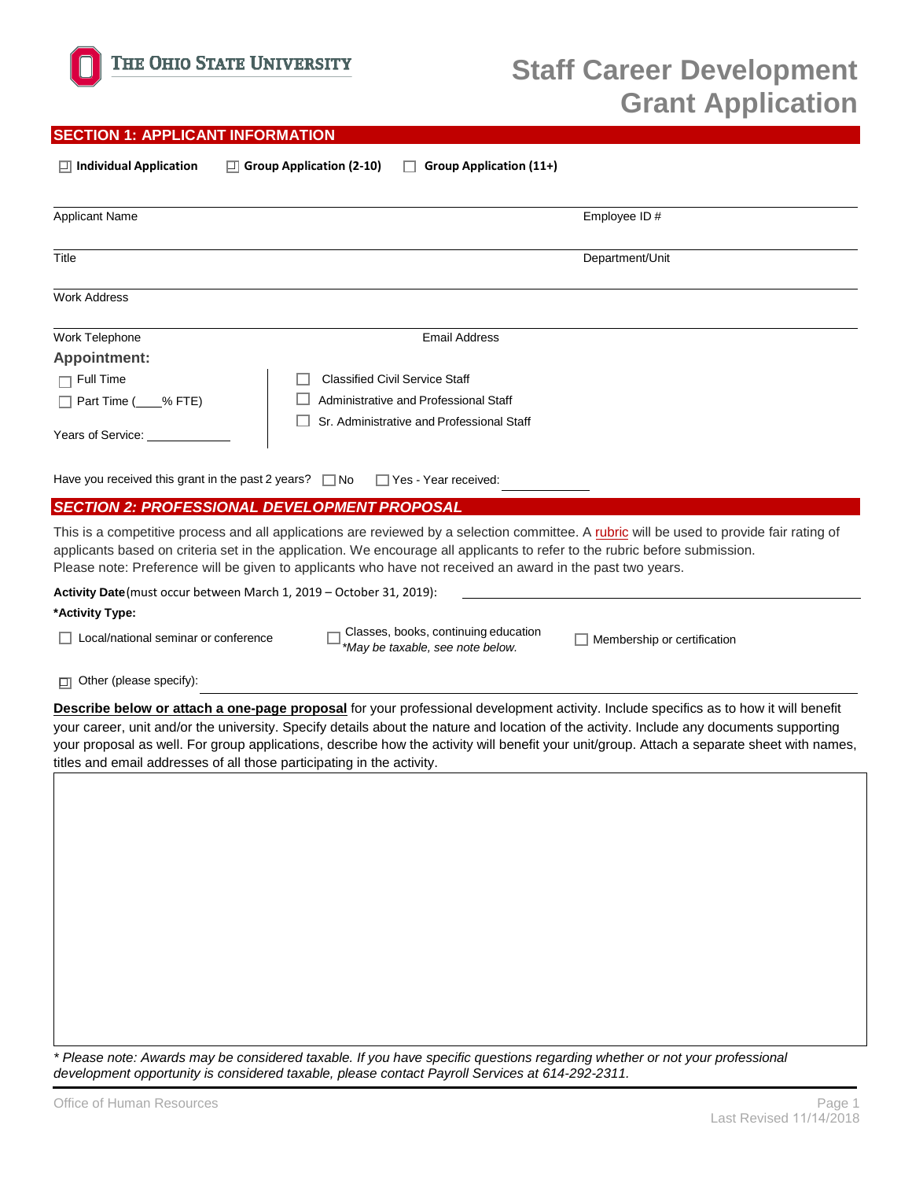The Ohio State University

# Staff Career Development Grant Application

## SECTION 1: APPLICANT INFORMATION

☐ **Individual Application** ☐ **Group Application (2-10)** ☐ **Group Application (11+)**

Applicant Name Employee ID #

Title Department/Unit

Work Address

Work Telephone Email Address

**Appointment:**

☐ Full Time

☐ Part Time (____% FTE)

Years of Service: ____________

☐ Classified Civil Service Staff

☐ Administrative and Professional Staff

☐ Sr. Administrative and Professional Staff

Have you received this grant in the past 2 years? ☐ No ☐ Yes - Year received: ____________

## SECTION 2: PROFESSIONAL DEVELOPMENT PROPOSAL

This is a competitive process and all applications are reviewed by a selection committee. A rubric will be used to provide fair rating of applicants based on criteria set in the application. We encourage all applicants to refer to the rubric before submission.
Please note: Preference will be given to applicants who have not received an award in the past two years.

**Activity Date** (must occur between March 1, 2019 – October 31, 2019): ____________________

**\*Activity Type:**

☐ Local/national seminar or conference

☐ Classes, books, continuing education *\*May be taxable, see note below.*

☐ Membership or certification

☐ Other (please specify): ____________________

**Describe below or attach a one-page proposal** for your professional development activity. Include specifics as to how it will benefit your career, unit and/or the university. Specify details about the nature and location of the activity. Include any documents supporting your proposal as well. For group applications, describe how the activity will benefit your unit/group. Attach a separate sheet with names, titles and email addresses of all those participating in the activity.

*\* Please note: Awards may be considered taxable. If you have specific questions regarding whether or not your professional development opportunity is considered taxable, please contact Payroll Services at 614-292-2311.*

Office of Human Resources

Last Revised 11/14/2018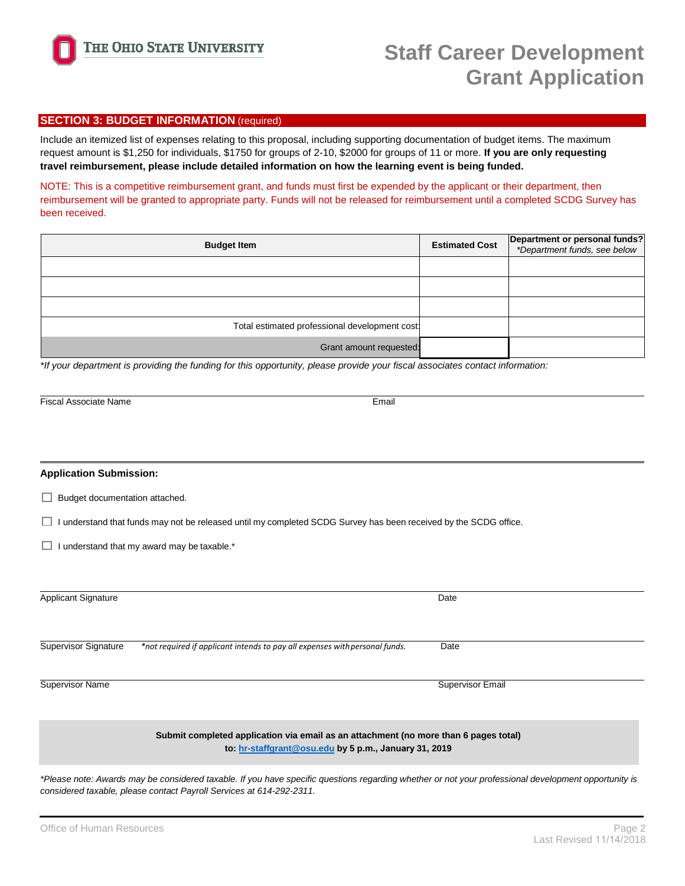# Staff Career Development Grant Application

## SECTION 3: BUDGET INFORMATION (required)

Include an itemized list of expenses relating to this proposal, including supporting documentation of budget items. The maximum request amount is $1,250 for individuals, $1750 for groups of 2-10, $2000 for groups of 11 or more. **If you are only requesting travel reimbursement, please include detailed information on how the learning event is being funded.**

NOTE: This is a competitive reimbursement grant, and funds must first be expended by the applicant or their department, then reimbursement will be granted to appropriate party. Funds will not be released for reimbursement until a completed SCDG Survey has been received.

| Budget Item | Estimated Cost | Department or personal funds? *Department funds, see below |
|---|---|---|
| | | |
| | | |
| | | |
| Total estimated professional development cost: | | |
| Grant amount requested: | | |

*If your department is providing the funding for this opportunity, please provide your fiscal associates contact information:*

Fiscal Associate Name ______________________ Email ______________________

**Application Submission:**

☐ Budget documentation attached.

☐ I understand that funds may not be released until my completed SCDG Survey has been received by the SCDG office.

☐ I understand that my award may be taxable.*

Applicant Signature ______________________ Date ______________________

Supervisor Signature *\*not required if applicant intends to pay all expenses with personal funds.* ______________________ Date ______________________

Supervisor Name ______________________ Supervisor Email ______________________

**Submit completed application via email as an attachment (no more than 6 pages total) to: [hr-staffgrant@osu.edu](mailto:hr-staffgrant@osu.edu) by 5 p.m., January 31, 2019**

*\*Please note: Awards may be considered taxable. If you have specific questions regarding whether or not your professional development opportunity is considered taxable, please contact Payroll Services at 614-292-2311.*